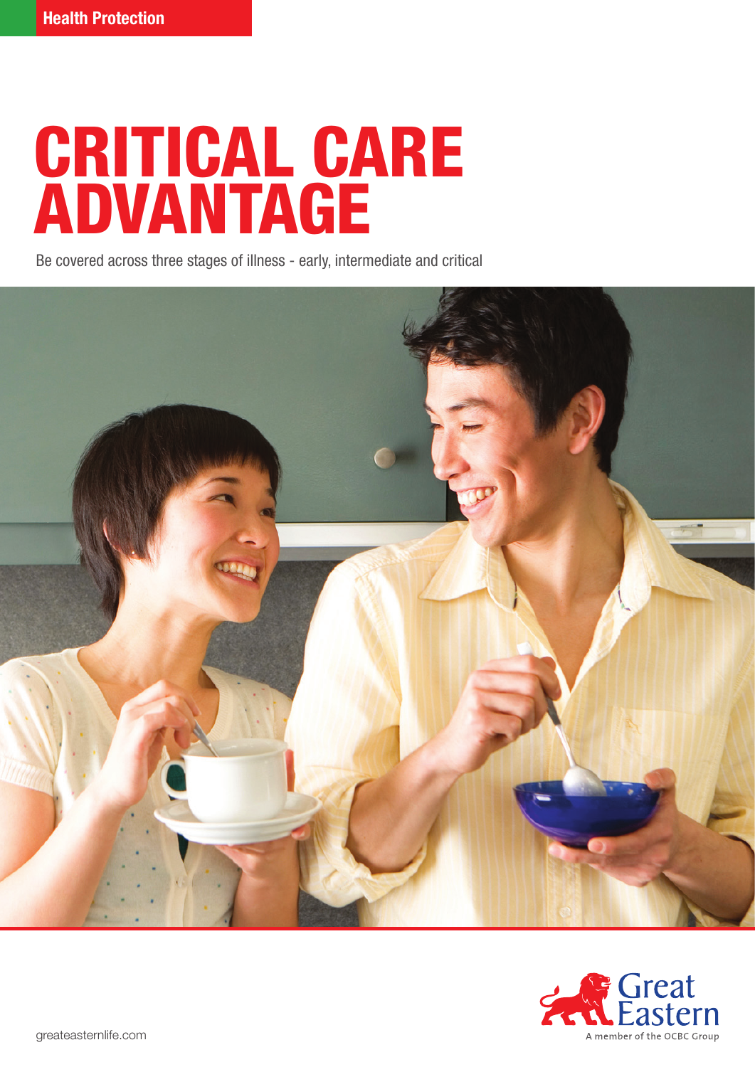Health Protection

# CRITICAL CARE ADVANTAGE

Be covered across three stages of illness - early, intermediate and critical

Great Eastern
A member of the OCBC Group

greateasternlife.com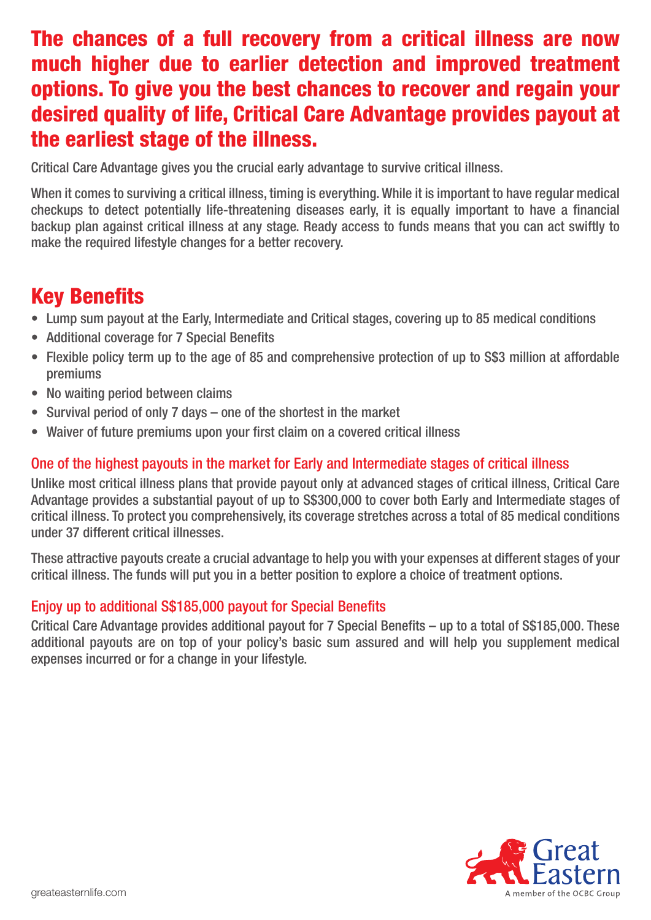# The chances of a full recovery from a critical illness are now much higher due to earlier detection and improved treatment options. To give you the best chances to recover and regain your desired quality of life, Critical Care Advantage provides payout at the earliest stage of the illness.

Critical Care Advantage gives you the crucial early advantage to survive critical illness.

When it comes to surviving a critical illness, timing is everything. While it is important to have regular medical checkups to detect potentially life-threatening diseases early, it is equally important to have a financial backup plan against critical illness at any stage. Ready access to funds means that you can act swiftly to make the required lifestyle changes for a better recovery.

## Key Benefits

- Lump sum payout at the Early, Intermediate and Critical stages, covering up to 85 medical conditions
- Additional coverage for 7 Special Benefits
- Flexible policy term up to the age of 85 and comprehensive protection of up to S$3 million at affordable premiums
- No waiting period between claims
- Survival period of only 7 days – one of the shortest in the market
- Waiver of future premiums upon your first claim on a covered critical illness

### One of the highest payouts in the market for Early and Intermediate stages of critical illness

Unlike most critical illness plans that provide payout only at advanced stages of critical illness, Critical Care Advantage provides a substantial payout of up to S$300,000 to cover both Early and Intermediate stages of critical illness. To protect you comprehensively, its coverage stretches across a total of 85 medical conditions under 37 different critical illnesses.

These attractive payouts create a crucial advantage to help you with your expenses at different stages of your critical illness. The funds will put you in a better position to explore a choice of treatment options.

### Enjoy up to additional S$185,000 payout for Special Benefits

Critical Care Advantage provides additional payout for 7 Special Benefits – up to a total of S$185,000. These additional payouts are on top of your policy's basic sum assured and will help you supplement medical expenses incurred or for a change in your lifestyle.

Great Eastern
A member of the OCBC Group

greateasternlife.com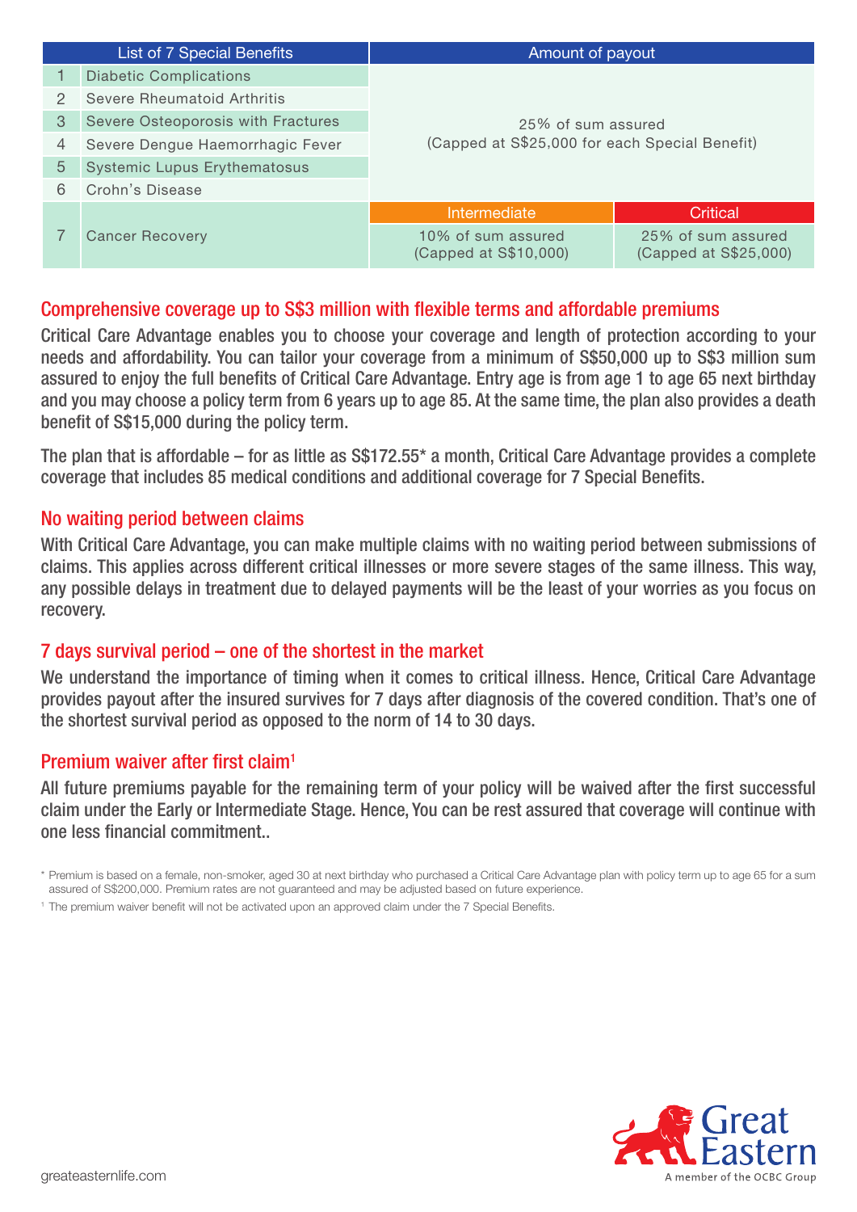| | List of 7 Special Benefits | Amount of payout | |
|---|---|---|---|
| 1 | Diabetic Complications | 25% of sum assured (Capped at S$25,000 for each Special Benefit) | |
| 2 | Severe Rheumatoid Arthritis | | |
| 3 | Severe Osteoporosis with Fractures | | |
| 4 | Severe Dengue Haemorrhagic Fever | | |
| 5 | Systemic Lupus Erythematosus | | |
| 6 | Crohn's Disease | | |
| 7 | Cancer Recovery | Intermediate | Critical |
| | | 10% of sum assured (Capped at S$10,000) | 25% of sum assured (Capped at S$25,000) |

## Comprehensive coverage up to S$3 million with flexible terms and affordable premiums

Critical Care Advantage enables you to choose your coverage and length of protection according to your needs and affordability. You can tailor your coverage from a minimum of S$50,000 up to S$3 million sum assured to enjoy the full benefits of Critical Care Advantage. Entry age is from age 1 to age 65 next birthday and you may choose a policy term from 6 years up to age 85. At the same time, the plan also provides a death benefit of S$15,000 during the policy term.

The plan that is affordable – for as little as S$172.55* a month, Critical Care Advantage provides a complete coverage that includes 85 medical conditions and additional coverage for 7 Special Benefits.

## No waiting period between claims

With Critical Care Advantage, you can make multiple claims with no waiting period between submissions of claims. This applies across different critical illnesses or more severe stages of the same illness. This way, any possible delays in treatment due to delayed payments will be the least of your worries as you focus on recovery.

## 7 days survival period – one of the shortest in the market

We understand the importance of timing when it comes to critical illness. Hence, Critical Care Advantage provides payout after the insured survives for 7 days after diagnosis of the covered condition. That's one of the shortest survival period as opposed to the norm of 14 to 30 days.

## Premium waiver after first claim[1]

All future premiums payable for the remaining term of your policy will be waived after the first successful claim under the Early or Intermediate Stage. Hence, You can be rest assured that coverage will continue with one less financial commitment..

\* Premium is based on a female, non-smoker, aged 30 at next birthday who purchased a Critical Care Advantage plan with policy term up to age 65 for a sum assured of S$200,000. Premium rates are not guaranteed and may be adjusted based on future experience.

[1] The premium waiver benefit will not be activated upon an approved claim under the 7 Special Benefits.

greateasternlife.com

Great Eastern
A member of the OCBC Group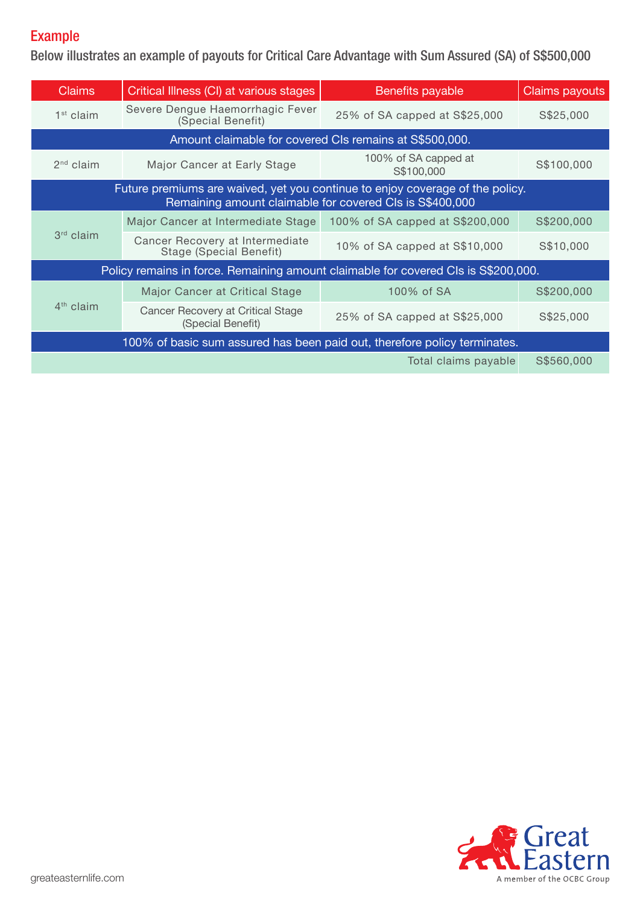## Example

Below illustrates an example of payouts for Critical Care Advantage with Sum Assured (SA) of S$500,000

| Claims | Critical Illness (CI) at various stages | Benefits payable | Claims payouts |
|---|---|---|---|
| 1st claim | Severe Dengue Haemorrhagic Fever (Special Benefit) | 25% of SA capped at S$25,000 | S$25,000 |
| Amount claimable for covered CIs remains at S$500,000. | | | |
| 2nd claim | Major Cancer at Early Stage | 100% of SA capped at S$100,000 | S$100,000 |
| Future premiums are waived, yet you continue to enjoy coverage of the policy. Remaining amount claimable for covered CIs is S$400,000 | | | |
| 3rd claim | Major Cancer at Intermediate Stage | 100% of SA capped at S$200,000 | S$200,000 |
| | Cancer Recovery at Intermediate Stage (Special Benefit) | 10% of SA capped at S$10,000 | S$10,000 |
| Policy remains in force. Remaining amount claimable for covered CIs is S$200,000. | | | |
| 4th claim | Major Cancer at Critical Stage | 100% of SA | S$200,000 |
| | Cancer Recovery at Critical Stage (Special Benefit) | 25% of SA capped at S$25,000 | S$25,000 |
| 100% of basic sum assured has been paid out, therefore policy terminates. | | | |
| | | Total claims payable | S$560,000 |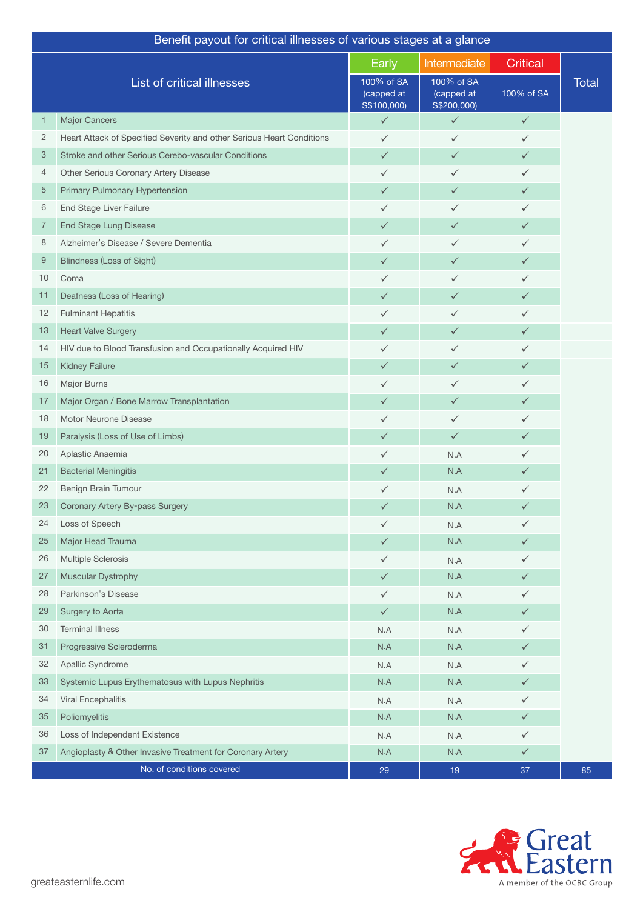| Benefit payout for critical illnesses of various stages at a glance | | | | | |
|---|---|---|---|---|---|
| | List of critical illnesses | Early<br>100% of SA (capped at S$100,000) | Intermediate<br>100% of SA (capped at S$200,000) | Critical<br>100% of SA | Total |
| 1 | Major Cancers | ✓ | ✓ | ✓ | |
| 2 | Heart Attack of Specified Severity and other Serious Heart Conditions | ✓ | ✓ | ✓ | |
| 3 | Stroke and other Serious Cerebo-vascular Conditions | ✓ | ✓ | ✓ | |
| 4 | Other Serious Coronary Artery Disease | ✓ | ✓ | ✓ | |
| 5 | Primary Pulmonary Hypertension | ✓ | ✓ | ✓ | |
| 6 | End Stage Liver Failure | ✓ | ✓ | ✓ | |
| 7 | End Stage Lung Disease | ✓ | ✓ | ✓ | |
| 8 | Alzheimer's Disease / Severe Dementia | ✓ | ✓ | ✓ | |
| 9 | Blindness (Loss of Sight) | ✓ | ✓ | ✓ | |
| 10 | Coma | ✓ | ✓ | ✓ | |
| 11 | Deafness (Loss of Hearing) | ✓ | ✓ | ✓ | |
| 12 | Fulminant Hepatitis | ✓ | ✓ | ✓ | |
| 13 | Heart Valve Surgery | ✓ | ✓ | ✓ | |
| 14 | HIV due to Blood Transfusion and Occupationally Acquired HIV | ✓ | ✓ | ✓ | |
| 15 | Kidney Failure | ✓ | ✓ | ✓ | |
| 16 | Major Burns | ✓ | ✓ | ✓ | |
| 17 | Major Organ / Bone Marrow Transplantation | ✓ | ✓ | ✓ | |
| 18 | Motor Neurone Disease | ✓ | ✓ | ✓ | |
| 19 | Paralysis (Loss of Use of Limbs) | ✓ | ✓ | ✓ | |
| 20 | Aplastic Anaemia | ✓ | N.A | ✓ | |
| 21 | Bacterial Meningitis | ✓ | N.A | ✓ | |
| 22 | Benign Brain Tumour | ✓ | N.A | ✓ | |
| 23 | Coronary Artery By-pass Surgery | ✓ | N.A | ✓ | |
| 24 | Loss of Speech | ✓ | N.A | ✓ | |
| 25 | Major Head Trauma | ✓ | N.A | ✓ | |
| 26 | Multiple Sclerosis | ✓ | N.A | ✓ | |
| 27 | Muscular Dystrophy | ✓ | N.A | ✓ | |
| 28 | Parkinson's Disease | ✓ | N.A | ✓ | |
| 29 | Surgery to Aorta | ✓ | N.A | ✓ | |
| 30 | Terminal Illness | N.A | N.A | ✓ | |
| 31 | Progressive Scleroderma | N.A | N.A | ✓ | |
| 32 | Apallic Syndrome | N.A | N.A | ✓ | |
| 33 | Systemic Lupus Erythematosus with Lupus Nephritis | N.A | N.A | ✓ | |
| 34 | Viral Encephalitis | N.A | N.A | ✓ | |
| 35 | Poliomyelitis | N.A | N.A | ✓ | |
| 36 | Loss of Independent Existence | N.A | N.A | ✓ | |
| 37 | Angioplasty & Other Invasive Treatment for Coronary Artery | N.A | N.A | ✓ | |
| | No. of conditions covered | 29 | 19 | 37 | 85 |

greateasternlife.com

Great Eastern
A member of the OCBC Group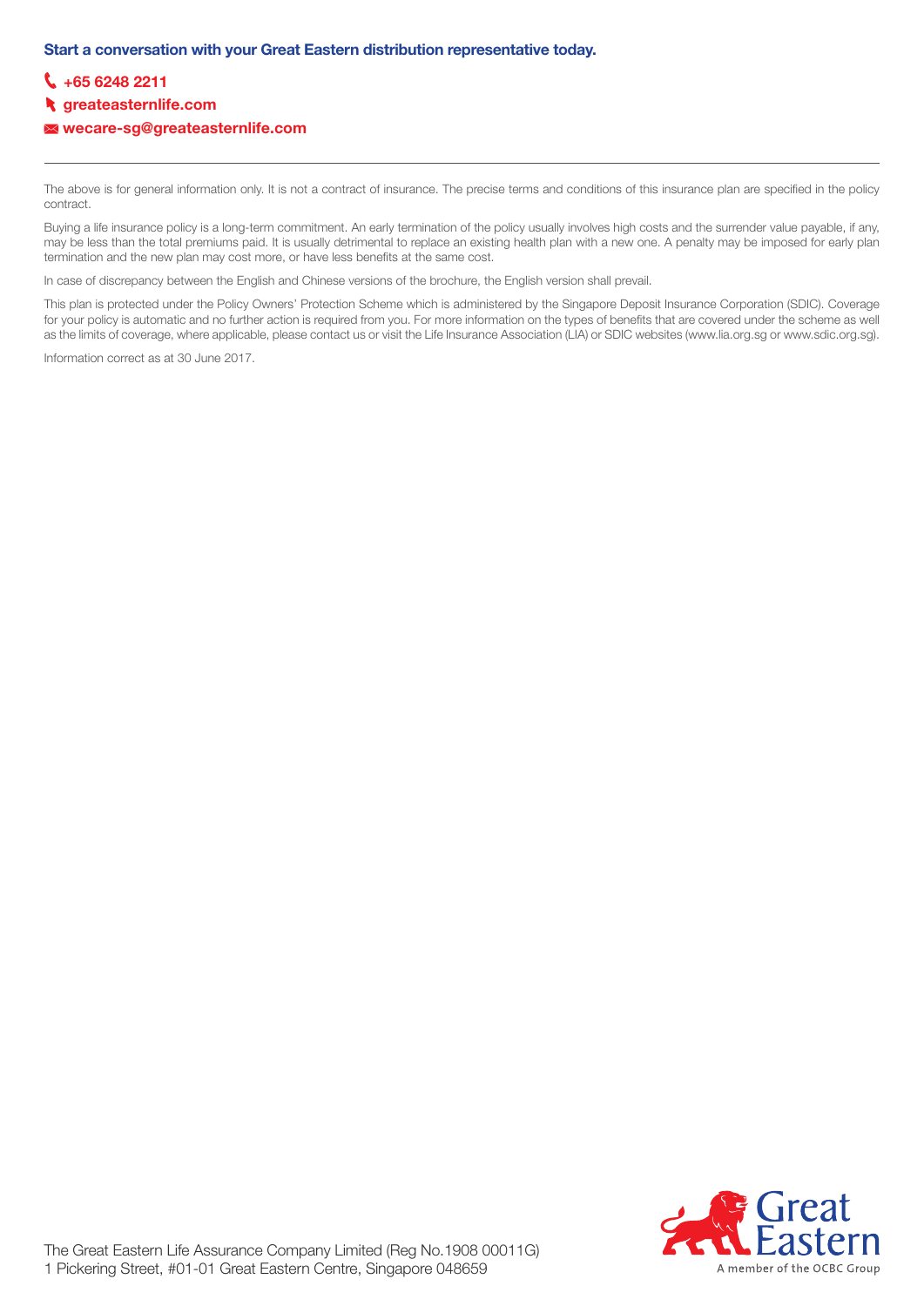**Start a conversation with your Great Eastern distribution representative today.**

**+65 6248 2211**

**greateasternlife.com**

**wecare-sg@greateasternlife.com**

---

The above is for general information only. It is not a contract of insurance. The precise terms and conditions of this insurance plan are specified in the policy contract.

Buying a life insurance policy is a long-term commitment. An early termination of the policy usually involves high costs and the surrender value payable, if any, may be less than the total premiums paid. It is usually detrimental to replace an existing health plan with a new one. A penalty may be imposed for early plan termination and the new plan may cost more, or have less benefits at the same cost.

In case of discrepancy between the English and Chinese versions of the brochure, the English version shall prevail.

This plan is protected under the Policy Owners' Protection Scheme which is administered by the Singapore Deposit Insurance Corporation (SDIC). Coverage for your policy is automatic and no further action is required from you. For more information on the types of benefits that are covered under the scheme as well as the limits of coverage, where applicable, please contact us or visit the Life Insurance Association (LIA) or SDIC websites (www.lia.org.sg or www.sdic.org.sg).

Information correct as at 30 June 2017.

The Great Eastern Life Assurance Company Limited (Reg No.1908 00011G)
1 Pickering Street, #01-01 Great Eastern Centre, Singapore 048659

Great Eastern
A member of the OCBC Group